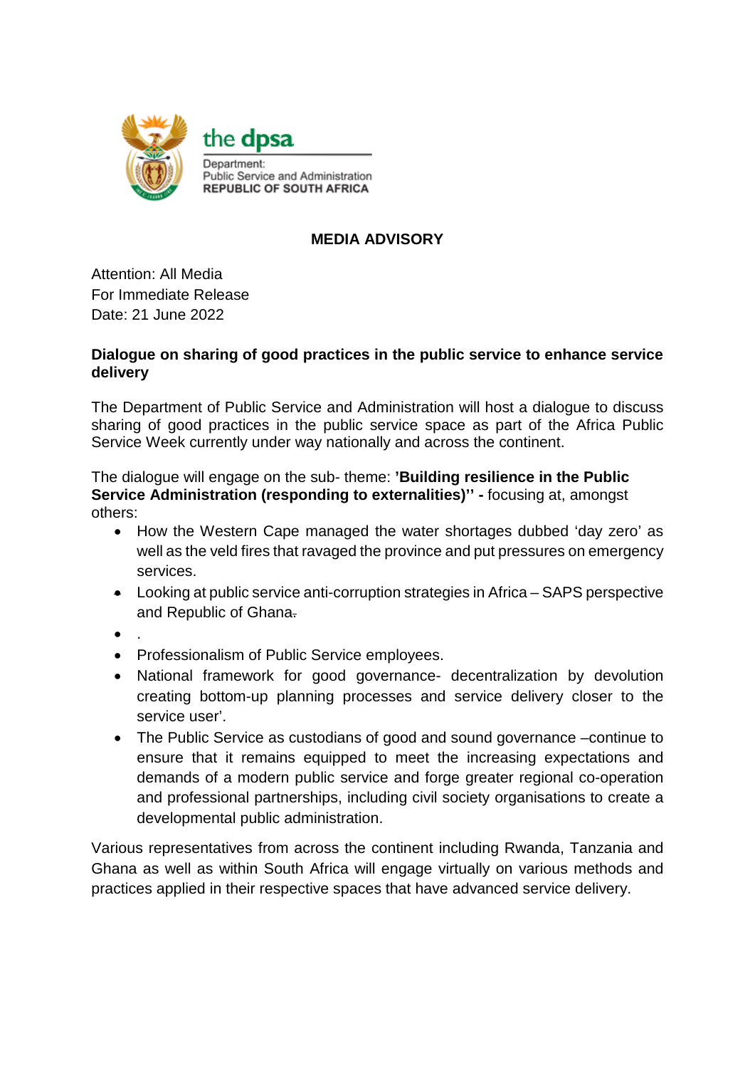the dpsa

Department:
Public Service and Administration
REPUBLIC OF SOUTH AFRICA

**MEDIA ADVISORY**

Attention: All Media
For Immediate Release
Date: 21 June 2022

**Dialogue on sharing of good practices in the public service to enhance service delivery**

The Department of Public Service and Administration will host a dialogue to discuss sharing of good practices in the public service space as part of the Africa Public Service Week currently under way nationally and across the continent.

The dialogue will engage on the sub- theme: **'Building resilience in the Public Service Administration (responding to externalities)'' -** focusing at, amongst others:

- How the Western Cape managed the water shortages dubbed 'day zero' as well as the veld fires that ravaged the province and put pressures on emergency services.
- Looking at public service anti-corruption strategies in Africa – SAPS perspective and Republic of Ghana.
- .
- Professionalism of Public Service employees.
- National framework for good governance- decentralization by devolution creating bottom-up planning processes and service delivery closer to the service user'.
- The Public Service as custodians of good and sound governance –continue to ensure that it remains equipped to meet the increasing expectations and demands of a modern public service and forge greater regional co-operation and professional partnerships, including civil society organisations to create a developmental public administration.

Various representatives from across the continent including Rwanda, Tanzania and Ghana as well as within South Africa will engage virtually on various methods and practices applied in their respective spaces that have advanced service delivery.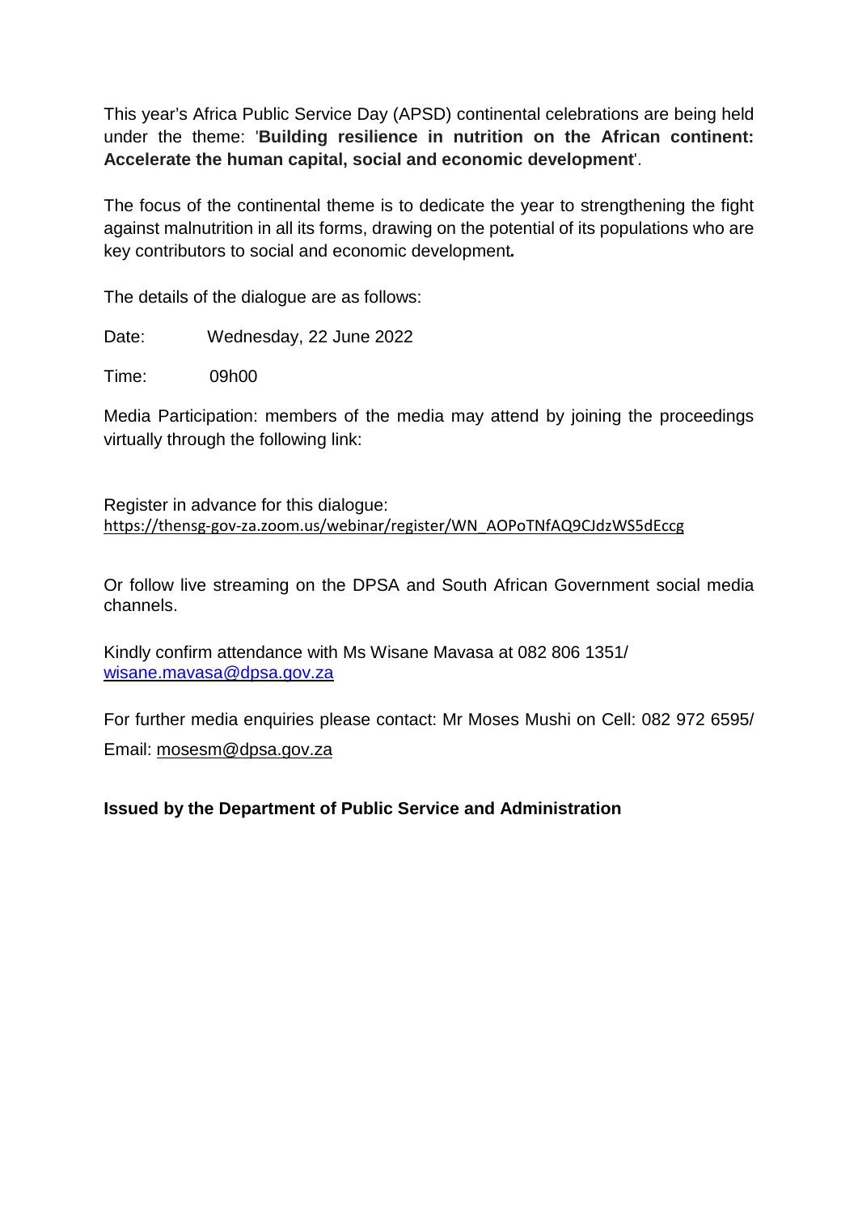This year's Africa Public Service Day (APSD) continental celebrations are being held under the theme: '**Building resilience in nutrition on the African continent: Accelerate the human capital, social and economic development**'.

The focus of the continental theme is to dedicate the year to strengthening the fight against malnutrition in all its forms, drawing on the potential of its populations who are key contributors to social and economic development*.*

The details of the dialogue are as follows:

Date: Wednesday, 22 June 2022

Time: 09h00

Media Participation: members of the media may attend by joining the proceedings virtually through the following link:

Register in advance for this dialogue:
https://thensg-gov-za.zoom.us/webinar/register/WN_AOPoTNfAQ9CJdzWS5dEccg

Or follow live streaming on the DPSA and South African Government social media channels.

Kindly confirm attendance with Ms Wisane Mavasa at 082 806 1351/
wisane.mavasa@dpsa.gov.za

For further media enquiries please contact: Mr Moses Mushi on Cell: 082 972 6595/
Email: mosesm@dpsa.gov.za

**Issued by the Department of Public Service and Administration**